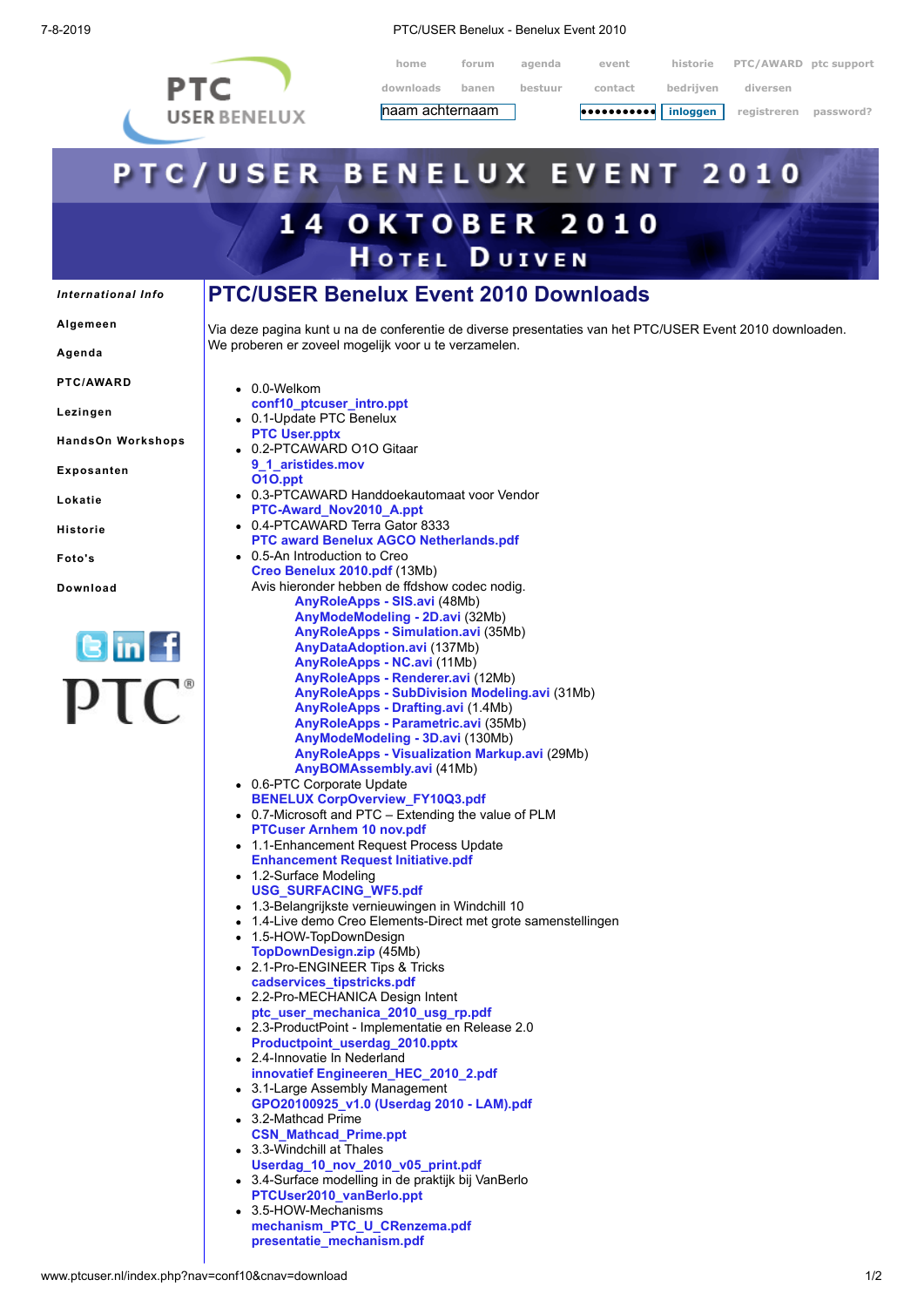home forum agenda event historie PTC/AWARD ptc support
downloads banen bestuur contact bedrijven diversen
inloggen registreren password?

# PTC/USER BENELUX EVENT 2010

## 14 OKTOBER 2010
## Hotel Duiven

*International Info*
- Algemeen
- Agenda
- PTC/AWARD
- Lezingen
- HandsOn Workshops
- Exposanten
- Lokatie
- Historie
- Foto's
- Download

## PTC/USER Benelux Event 2010 Downloads

Via deze pagina kunt u na de conferentie de diverse presentaties van het PTC/USER Event 2010 downloaden.
We proberen er zoveel mogelijk voor u te verzamelen.

- 0.0-Welkom
  **conf10_ptcuser_intro.ppt**
- 0.1-Update PTC Benelux
  **PTC User.pptx**
- 0.2-PTCAWARD O1O Gitaar
  **9_1_aristides.mov**
  **O1O.ppt**
- 0.3-PTCAWARD Handdoekautomaat voor Vendor
  **PTC-Award_Nov2010_A.ppt**
- 0.4-PTCAWARD Terra Gator 8333
  **PTC award Benelux AGCO Netherlands.pdf**
- 0.5-An Introduction to Creo
  **Creo Benelux 2010.pdf** (13Mb)
  Avis hieronder hebben de ffdshow codec nodig.
  - **AnyRoleApps - SIS.avi** (48Mb)
  - **AnyModeModeling - 2D.avi** (32Mb)
  - **AnyRoleApps - Simulation.avi** (35Mb)
  - **AnyDataAdoption.avi** (137Mb)
  - **AnyRoleApps - NC.avi** (11Mb)
  - **AnyRoleApps - Renderer.avi** (12Mb)
  - **AnyRoleApps - SubDivision Modeling.avi** (31Mb)
  - **AnyRoleApps - Drafting.avi** (1.4Mb)
  - **AnyRoleApps - Parametric.avi** (35Mb)
  - **AnyModeModeling - 3D.avi** (130Mb)
  - **AnyRoleApps - Visualization Markup.avi** (29Mb)
  - **AnyBOMAssembly.avi** (41Mb)
- 0.6-PTC Corporate Update
  **BENELUX CorpOverview_FY10Q3.pdf**
- 0.7-Microsoft and PTC – Extending the value of PLM
  **PTCuser Arnhem 10 nov.pdf**
- 1.1-Enhancement Request Process Update
  **Enhancement Request Initiative.pdf**
- 1.2-Surface Modeling
  **USG_SURFACING_WF5.pdf**
- 1.3-Belangrijkste vernieuwingen in Windchill 10
- 1.4-Live demo Creo Elements-Direct met grote samenstellingen
- 1.5-HOW-TopDownDesign
  **TopDownDesign.zip** (45Mb)
- 2.1-Pro-ENGINEER Tips & Tricks
  **cadservices_tipstricks.pdf**
- 2.2-Pro-MECHANICA Design Intent
  **ptc_user_mechanica_2010_usg_rp.pdf**
- 2.3-ProductPoint - Implementatie en Release 2.0
  **Productpoint_userdag_2010.pptx**
- 2.4-Innovatie In Nederland
  **innovatief Engineeren_HEC_2010_2.pdf**
- 3.1-Large Assembly Management
  **GPO20100925_v1.0 (Userdag 2010 - LAM).pdf**
- 3.2-Mathcad Prime
  **CSN_Mathcad_Prime.ppt**
- 3.3-Windchill at Thales
  **Userdag_10_nov_2010_v05_print.pdf**
- 3.4-Surface modelling in de praktijk bij VanBerlo
  **PTCUser2010_vanBerlo.ppt**
- 3.5-HOW-Mechanisms
  **mechanism_PTC_U_CRenzema.pdf**
  **presentatie_mechanism.pdf**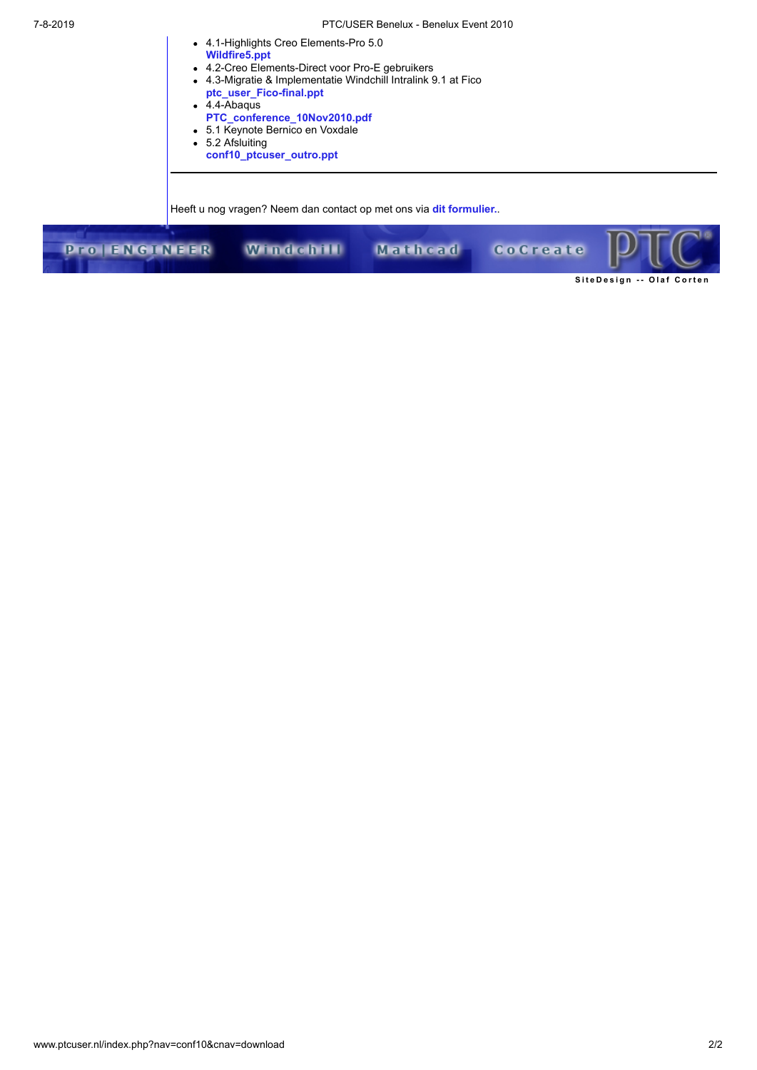- 4.1-Highlights Creo Elements-Pro 5.0
  **Wildfire5.ppt**
- 4.2-Creo Elements-Direct voor Pro-E gebruikers
- 4.3-Migratie & Implementatie Windchill Intralink 9.1 at Fico
  **ptc_user_Fico-final.ppt**
- 4.4-Abaqus
  **PTC_conference_10Nov2010.pdf**
- 5.1 Keynote Bernico en Voxdale
- 5.2 Afsluiting
  **conf10_ptcuser_outro.ppt**

---

Heeft u nog vragen? Neem dan contact op met ons via **dit formulier.**.

Pro|ENGINEER Windchill Mathcad CoCreate PTC

SiteDesign -- Olaf Corten